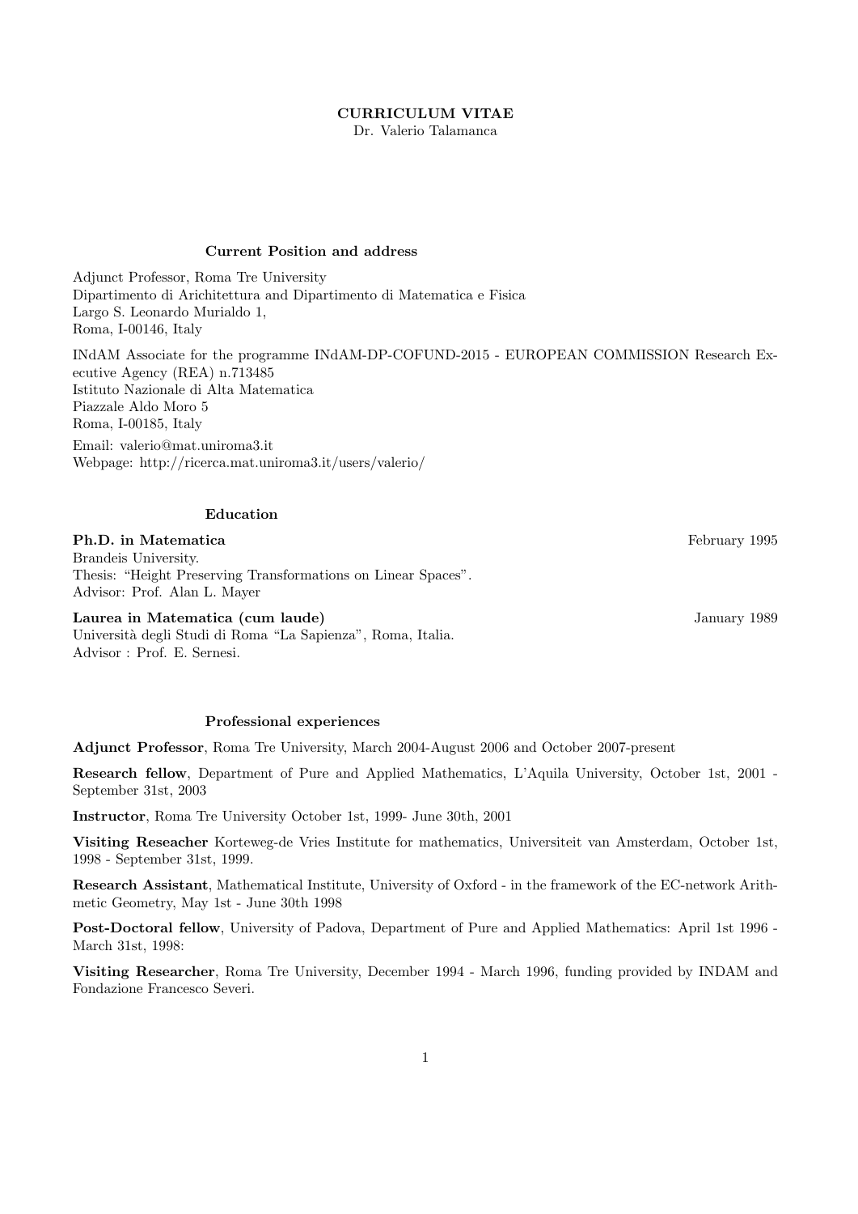# CURRICULUM VITAE

Dr. Valerio Talamanca

## Current Position and address

Adjunct Professor, Roma Tre University
Dipartimento di Arichitettura and Dipartimento di Matematica e Fisica
Largo S. Leonardo Murialdo 1,
Roma, I-00146, Italy

INdAM Associate for the programme INdAM-DP-COFUND-2015 - EUROPEAN COMMISSION Research Executive Agency (REA) n.713485
Istituto Nazionale di Alta Matematica
Piazzale Aldo Moro 5
Roma, I-00185, Italy

Email: valerio@mat.uniroma3.it
Webpage: http://ricerca.mat.uniroma3.it/users/valerio/

## Education

**Ph.D. in Matematica** February 1995
Brandeis University.
Thesis: "Height Preserving Transformations on Linear Spaces".
Advisor: Prof. Alan L. Mayer

**Laurea in Matematica (cum laude)** January 1989
Università degli Studi di Roma "La Sapienza", Roma, Italia.
Advisor : Prof. E. Sernesi.

## Professional experiences

**Adjunct Professor**, Roma Tre University, March 2004-August 2006 and October 2007-present

**Research fellow**, Department of Pure and Applied Mathematics, L'Aquila University, October 1st, 2001 - September 31st, 2003

**Instructor**, Roma Tre University October 1st, 1999- June 30th, 2001

**Visiting Reseacher** Korteweg-de Vries Institute for mathematics, Universiteit van Amsterdam, October 1st, 1998 - September 31st, 1999.

**Research Assistant**, Mathematical Institute, University of Oxford - in the framework of the EC-network Arithmetic Geometry, May 1st - June 30th 1998

**Post-Doctoral fellow**, University of Padova, Department of Pure and Applied Mathematics: April 1st 1996 - March 31st, 1998:

**Visiting Researcher**, Roma Tre University, December 1994 - March 1996, funding provided by INDAM and Fondazione Francesco Severi.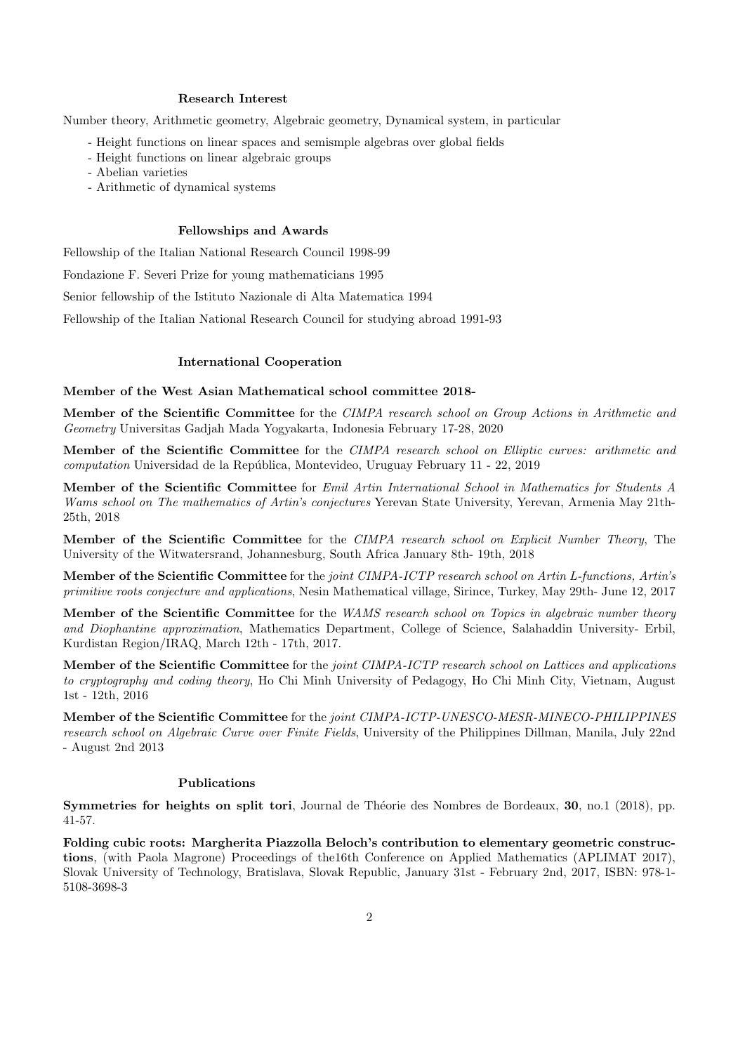### Research Interest

Number theory, Arithmetic geometry, Algebraic geometry, Dynamical system, in particular

- Height functions on linear spaces and semismple algebras over global fields
- Height functions on linear algebraic groups
- Abelian varieties
- Arithmetic of dynamical systems

### Fellowships and Awards

Fellowship of the Italian National Research Council 1998-99

Fondazione F. Severi Prize for young mathematicians 1995

Senior fellowship of the Istituto Nazionale di Alta Matematica 1994

Fellowship of the Italian National Research Council for studying abroad 1991-93

### International Cooperation

**Member of the West Asian Mathematical school committee 2018-**

**Member of the Scientific Committee** for the *CIMPA research school on Group Actions in Arithmetic and Geometry* Universitas Gadjah Mada Yogyakarta, Indonesia February 17-28, 2020

**Member of the Scientific Committee** for the *CIMPA research school on Elliptic curves: arithmetic and computation* Universidad de la República, Montevideo, Uruguay February 11 - 22, 2019

**Member of the Scientific Committee** for *Emil Artin International School in Mathematics for Students A Wams school on The mathematics of Artin's conjectures* Yerevan State University, Yerevan, Armenia May 21th-25th, 2018

**Member of the Scientific Committee** for the *CIMPA research school on Explicit Number Theory*, The University of the Witwatersrand, Johannesburg, South Africa January 8th- 19th, 2018

**Member of the Scientific Committee** for the *joint CIMPA-ICTP research school on Artin L-functions, Artin's primitive roots conjecture and applications*, Nesin Mathematical village, Sirince, Turkey, May 29th- June 12, 2017

**Member of the Scientific Committee** for the *WAMS research school on Topics in algebraic number theory and Diophantine approximation*, Mathematics Department, College of Science, Salahaddin University- Erbil, Kurdistan Region/IRAQ, March 12th - 17th, 2017.

**Member of the Scientific Committee** for the *joint CIMPA-ICTP research school on Lattices and applications to cryptography and coding theory*, Ho Chi Minh University of Pedagogy, Ho Chi Minh City, Vietnam, August 1st - 12th, 2016

**Member of the Scientific Committee** for the *joint CIMPA-ICTP-UNESCO-MESR-MINECO-PHILIPPINES research school on Algebraic Curve over Finite Fields*, University of the Philippines Dillman, Manila, July 22nd - August 2nd 2013

### Publications

**Symmetries for heights on split tori**, Journal de Théorie des Nombres de Bordeaux, **30**, no.1 (2018), pp. 41-57.

**Folding cubic roots: Margherita Piazzolla Beloch's contribution to elementary geometric constructions**, (with Paola Magrone) Proceedings of the16th Conference on Applied Mathematics (APLIMAT 2017), Slovak University of Technology, Bratislava, Slovak Republic, January 31st - February 2nd, 2017, ISBN: 978-1-5108-3698-3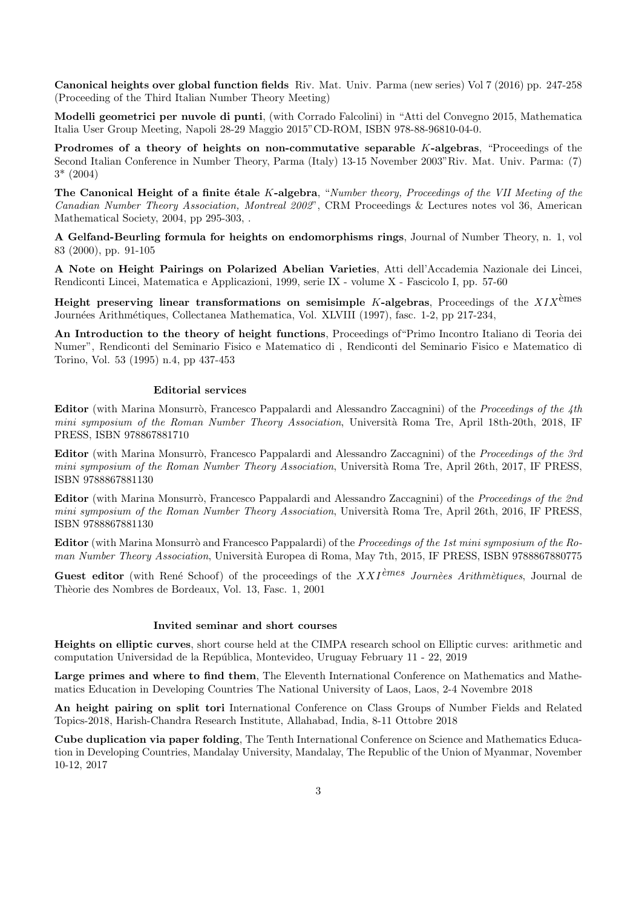**Canonical heights over global function fields** Riv. Mat. Univ. Parma (new series) Vol 7 (2016) pp. 247-258 (Proceeding of the Third Italian Number Theory Meeting)

**Modelli geometrici per nuvole di punti**, (with Corrado Falcolini) in "Atti del Convegno 2015, Mathematica Italia User Group Meeting, Napoli 28-29 Maggio 2015"CD-ROM, ISBN 978-88-96810-04-0.

**Prodromes of a theory of heights on non-commutative separable $K$-algebras**, "Proceedings of the Second Italian Conference in Number Theory, Parma (Italy) 13-15 November 2003"Riv. Mat. Univ. Parma: (7) 3* (2004)

**The Canonical Height of a finite étale $K$-algebra**, "*Number theory, Proceedings of the VII Meeting of the Canadian Number Theory Association, Montreal 2002*", CRM Proceedings & Lectures notes vol 36, American Mathematical Society, 2004, pp 295-303, .

**A Gelfand-Beurling formula for heights on endomorphisms rings**, Journal of Number Theory, n. 1, vol 83 (2000), pp. 91-105

**A Note on Height Pairings on Polarized Abelian Varieties**, Atti dell'Accademia Nazionale dei Lincei, Rendiconti Lincei, Matematica e Applicazioni, 1999, serie IX - volume X - Fascicolo I, pp. 57-60

**Height preserving linear transformations on semisimple $K$-algebras**, Proceedings of the $XIX^{\text{èmes}}$ Journées Arithmétiques, Collectanea Mathematica, Vol. XLVIII (1997), fasc. 1-2, pp 217-234,

**An Introduction to the theory of height functions**, Proceedings of"Primo Incontro Italiano di Teoria dei Numer", Rendiconti del Seminario Fisico e Matematico di , Rendiconti del Seminario Fisico e Matematico di Torino, Vol. 53 (1995) n.4, pp 437-453

### Editorial services

**Editor** (with Marina Monsurrò, Francesco Pappalardi and Alessandro Zaccagnini) of the *Proceedings of the 4th mini symposium of the Roman Number Theory Association*, Università Roma Tre, April 18th-20th, 2018, IF PRESS, ISBN 978867881710

**Editor** (with Marina Monsurrò, Francesco Pappalardi and Alessandro Zaccagnini) of the *Proceedings of the 3rd mini symposium of the Roman Number Theory Association*, Università Roma Tre, April 26th, 2017, IF PRESS, ISBN 9788867881130

**Editor** (with Marina Monsurrò, Francesco Pappalardi and Alessandro Zaccagnini) of the *Proceedings of the 2nd mini symposium of the Roman Number Theory Association*, Università Roma Tre, April 26th, 2016, IF PRESS, ISBN 9788867881130

**Editor** (with Marina Monsurrò and Francesco Pappalardi) of the *Proceedings of the 1st mini symposium of the Roman Number Theory Association*, Università Europea di Roma, May 7th, 2015, IF PRESS, ISBN 9788867880775

**Guest editor** (with René Schoof) of the proceedings of the $XXI^{\grave{e}mes}$ *Journèes Arithmètiques*, Journal de Thèorie des Nombres de Bordeaux, Vol. 13, Fasc. 1, 2001

### Invited seminar and short courses

**Heights on elliptic curves**, short course held at the CIMPA research school on Elliptic curves: arithmetic and computation Universidad de la República, Montevideo, Uruguay February 11 - 22, 2019

**Large primes and where to find them**, The Eleventh International Conference on Mathematics and Mathematics Education in Developing Countries The National University of Laos, Laos, 2-4 Novembre 2018

**An height pairing on split tori** International Conference on Class Groups of Number Fields and Related Topics-2018, Harish-Chandra Research Institute, Allahabad, India, 8-11 Ottobre 2018

**Cube duplication via paper folding**, The Tenth International Conference on Science and Mathematics Education in Developing Countries, Mandalay University, Mandalay, The Republic of the Union of Myanmar, November 10-12, 2017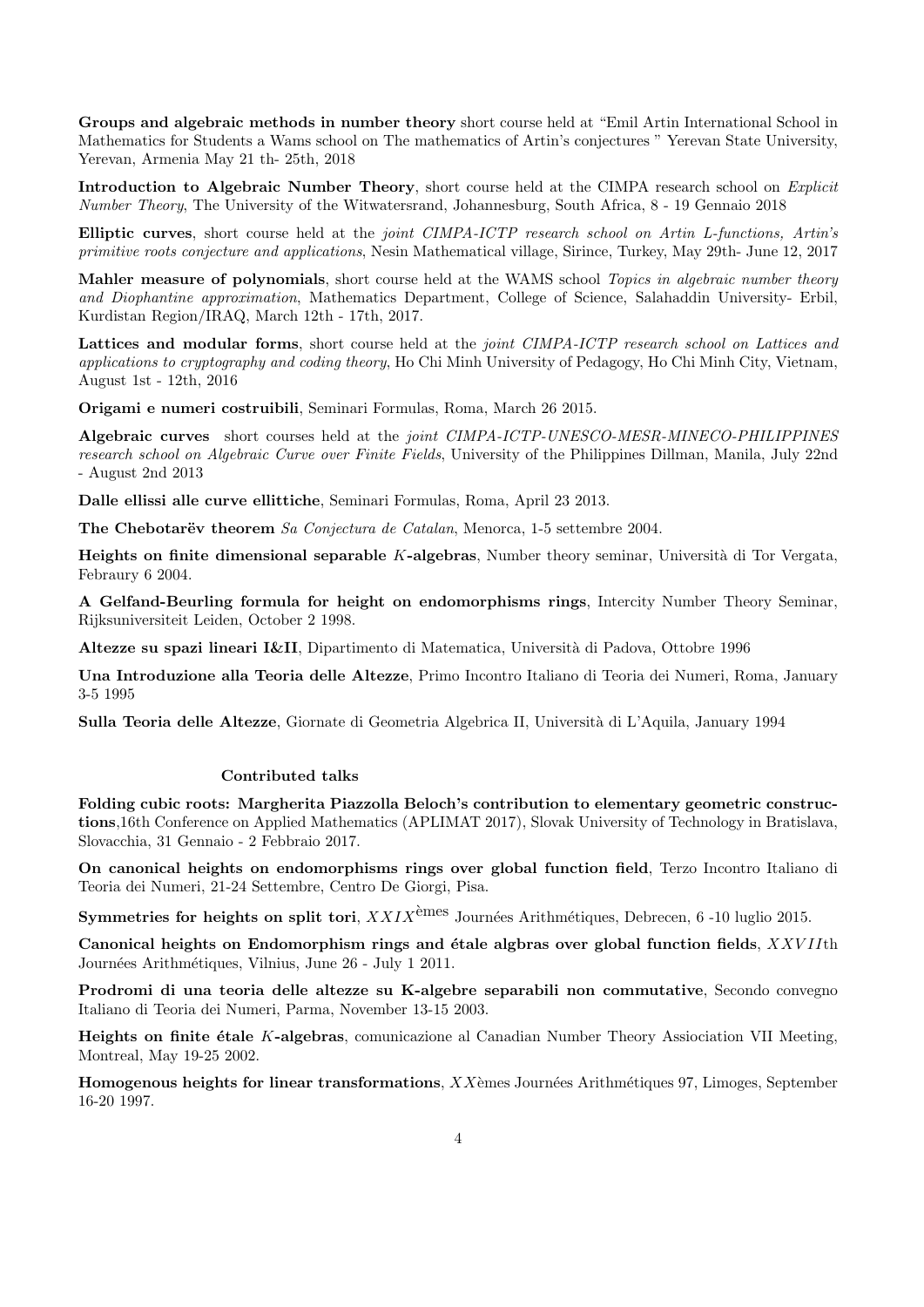**Groups and algebraic methods in number theory** short course held at "Emil Artin International School in Mathematics for Students a Wams school on The mathematics of Artin's conjectures " Yerevan State University, Yerevan, Armenia May 21 th- 25th, 2018

**Introduction to Algebraic Number Theory**, short course held at the CIMPA research school on *Explicit Number Theory*, The University of the Witwatersrand, Johannesburg, South Africa, 8 - 19 Gennaio 2018

**Elliptic curves**, short course held at the *joint CIMPA-ICTP research school on Artin L-functions, Artin's primitive roots conjecture and applications*, Nesin Mathematical village, Sirince, Turkey, May 29th- June 12, 2017

**Mahler measure of polynomials**, short course held at the WAMS school *Topics in algebraic number theory and Diophantine approximation*, Mathematics Department, College of Science, Salahaddin University- Erbil, Kurdistan Region/IRAQ, March 12th - 17th, 2017.

**Lattices and modular forms**, short course held at the *joint CIMPA-ICTP research school on Lattices and applications to cryptography and coding theory*, Ho Chi Minh University of Pedagogy, Ho Chi Minh City, Vietnam, August 1st - 12th, 2016

**Origami e numeri costruibili**, Seminari Formulas, Roma, March 26 2015.

**Algebraic curves** short courses held at the *joint CIMPA-ICTP-UNESCO-MESR-MINECO-PHILIPPINES research school on Algebraic Curve over Finite Fields*, University of the Philippines Dillman, Manila, July 22nd - August 2nd 2013

**Dalle ellissi alle curve ellittiche**, Seminari Formulas, Roma, April 23 2013.

**The Chebotarëv theorem** *Sa Conjectura de Catalan*, Menorca, 1-5 settembre 2004.

**Heights on finite dimensional separable $K$-algebras**, Number theory seminar, Università di Tor Vergata, Febraury 6 2004.

**A Gelfand-Beurling formula for height on endomorphisms rings**, Intercity Number Theory Seminar, Rijksuniversiteit Leiden, October 2 1998.

**Altezze su spazi lineari I&II**, Dipartimento di Matematica, Università di Padova, Ottobre 1996

**Una Introduzione alla Teoria delle Altezze**, Primo Incontro Italiano di Teoria dei Numeri, Roma, January 3-5 1995

**Sulla Teoria delle Altezze**, Giornate di Geometria Algebrica II, Università di L'Aquila, January 1994

## Contributed talks

**Folding cubic roots: Margherita Piazzolla Beloch's contribution to elementary geometric constructions**,16th Conference on Applied Mathematics (APLIMAT 2017), Slovak University of Technology in Bratislava, Slovacchia, 31 Gennaio - 2 Febbraio 2017.

**On canonical heights on endomorphisms rings over global function field**, Terzo Incontro Italiano di Teoria dei Numeri, 21-24 Settembre, Centro De Giorgi, Pisa.

**Symmetries for heights on split tori**, $XXIX^{\text{èmes}}$ Journées Arithmétiques, Debrecen, 6 -10 luglio 2015.

**Canonical heights on Endomorphism rings and étale algbras over global function fields**, $XXVII$th Journées Arithmétiques, Vilnius, June 26 - July 1 2011.

**Prodromi di una teoria delle altezze su K-algebre separabili non commutative**, Secondo convegno Italiano di Teoria dei Numeri, Parma, November 13-15 2003.

**Heights on finite étale $K$-algebras**, comunicazione al Canadian Number Theory Assiociation VII Meeting, Montreal, May 19-25 2002.

**Homogenous heights for linear transformations**, $XX$èmes Journées Arithmétiques 97, Limoges, September 16-20 1997.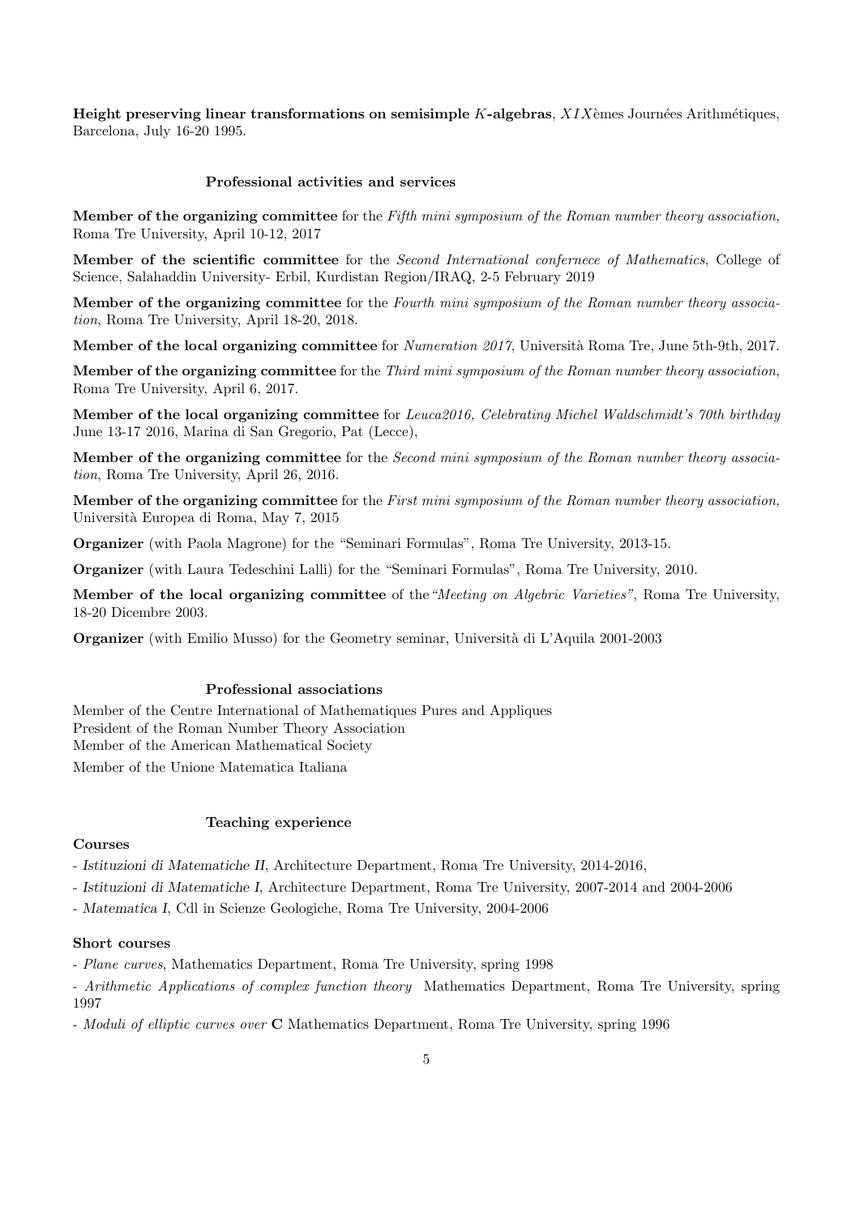**Height preserving linear transformations on semisimple $K$-algebras**, $XIX$èmes Journées Arithmétiques, Barcelona, July 16-20 1995.

## Professional activities and services

**Member of the organizing committee** for the *Fifth mini symposium of the Roman number theory association*, Roma Tre University, April 10-12, 2017

**Member of the scientific committee** for the *Second International confernece of Mathematics*, College of Science, Salahaddin University- Erbil, Kurdistan Region/IRAQ, 2-5 February 2019

**Member of the organizing committee** for the *Fourth mini symposium of the Roman number theory association*, Roma Tre University, April 18-20, 2018.

**Member of the local organizing committee** for *Numeration 2017*, Università Roma Tre, June 5th-9th, 2017.

**Member of the organizing committee** for the *Third mini symposium of the Roman number theory association*, Roma Tre University, April 6, 2017.

**Member of the local organizing committee** for *Leuca2016, Celebrating Michel Waldschmidt's 70th birthday* June 13-17 2016, Marina di San Gregorio, Pat (Lecce),

**Member of the organizing committee** for the *Second mini symposium of the Roman number theory association*, Roma Tre University, April 26, 2016.

**Member of the organizing committee** for the *First mini symposium of the Roman number theory association*, Università Europea di Roma, May 7, 2015

**Organizer** (with Paola Magrone) for the "Seminari Formulas", Roma Tre University, 2013-15.

**Organizer** (with Laura Tedeschini Lalli) for the "Seminari Formulas", Roma Tre University, 2010.

**Member of the local organizing committee** of the *"Meeting on Algebric Varieties"*, Roma Tre University, 18-20 Dicembre 2003.

**Organizer** (with Emilio Musso) for the Geometry seminar, Università di L'Aquila 2001-2003

## Professional associations

Member of the Centre International of Mathematiques Pures and Appliques
President of the Roman Number Theory Association
Member of the American Mathematical Society
Member of the Unione Matematica Italiana

## Teaching experience

### Courses

- *Istituzioni di Matematiche II*, Architecture Department, Roma Tre University, 2014-2016,
- *Istituzioni di Matematiche I*, Architecture Department, Roma Tre University, 2007-2014 and 2004-2006
- *Matematica I*, Cdl in Scienze Geologiche, Roma Tre University, 2004-2006

### Short courses

- *Plane curves*, Mathematics Department, Roma Tre University, spring 1998
- *Arithmetic Applications of complex function theory* Mathematics Department, Roma Tre University, spring 1997
- *Moduli of elliptic curves over* **C** Mathematics Department, Roma Tre University, spring 1996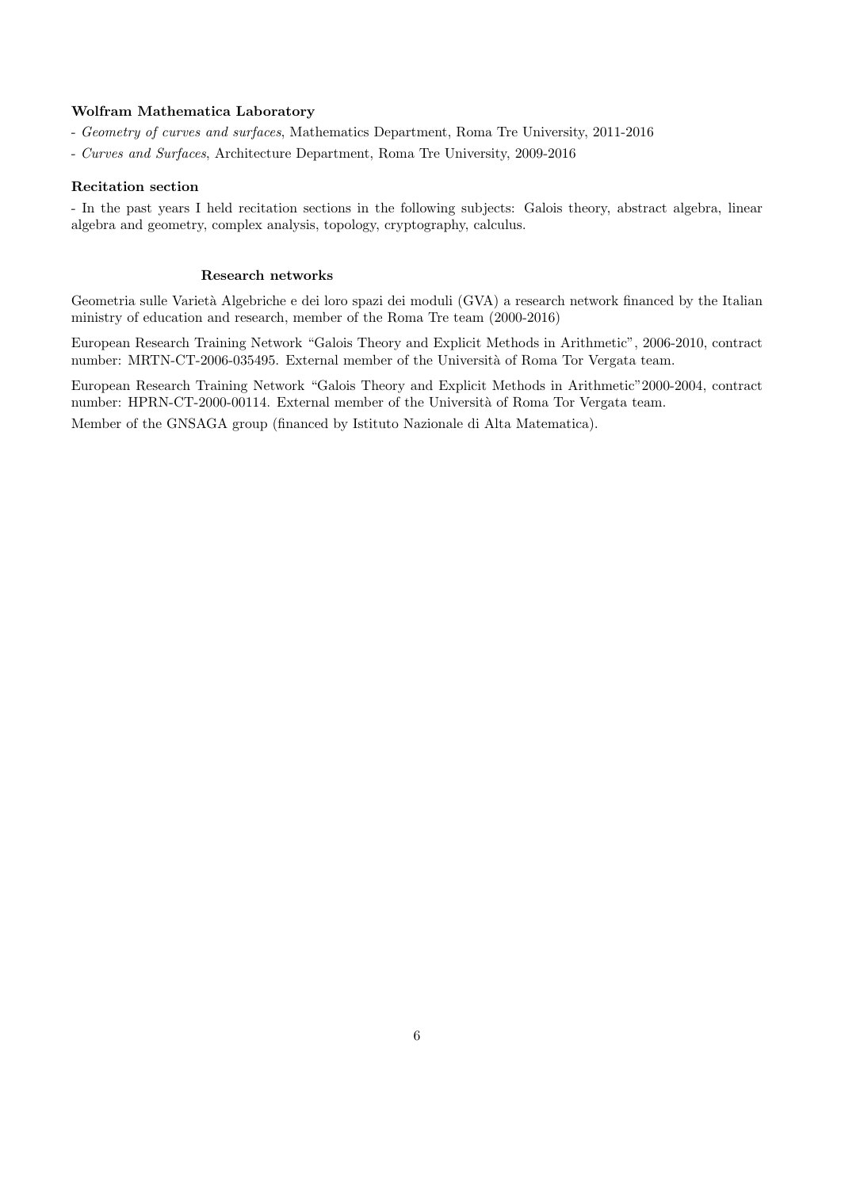**Wolfram Mathematica Laboratory**

- *Geometry of curves and surfaces*, Mathematics Department, Roma Tre University, 2011-2016
- *Curves and Surfaces*, Architecture Department, Roma Tre University, 2009-2016

**Recitation section**

- In the past years I held recitation sections in the following subjects: Galois theory, abstract algebra, linear algebra and geometry, complex analysis, topology, cryptography, calculus.

## Research networks

Geometria sulle Varietà Algebriche e dei loro spazi dei moduli (GVA) a research network financed by the Italian ministry of education and research, member of the Roma Tre team (2000-2016)

European Research Training Network "Galois Theory and Explicit Methods in Arithmetic", 2006-2010, contract number: MRTN-CT-2006-035495. External member of the Università of Roma Tor Vergata team.

European Research Training Network "Galois Theory and Explicit Methods in Arithmetic"2000-2004, contract number: HPRN-CT-2000-00114. External member of the Università of Roma Tor Vergata team.

Member of the GNSAGA group (financed by Istituto Nazionale di Alta Matematica).